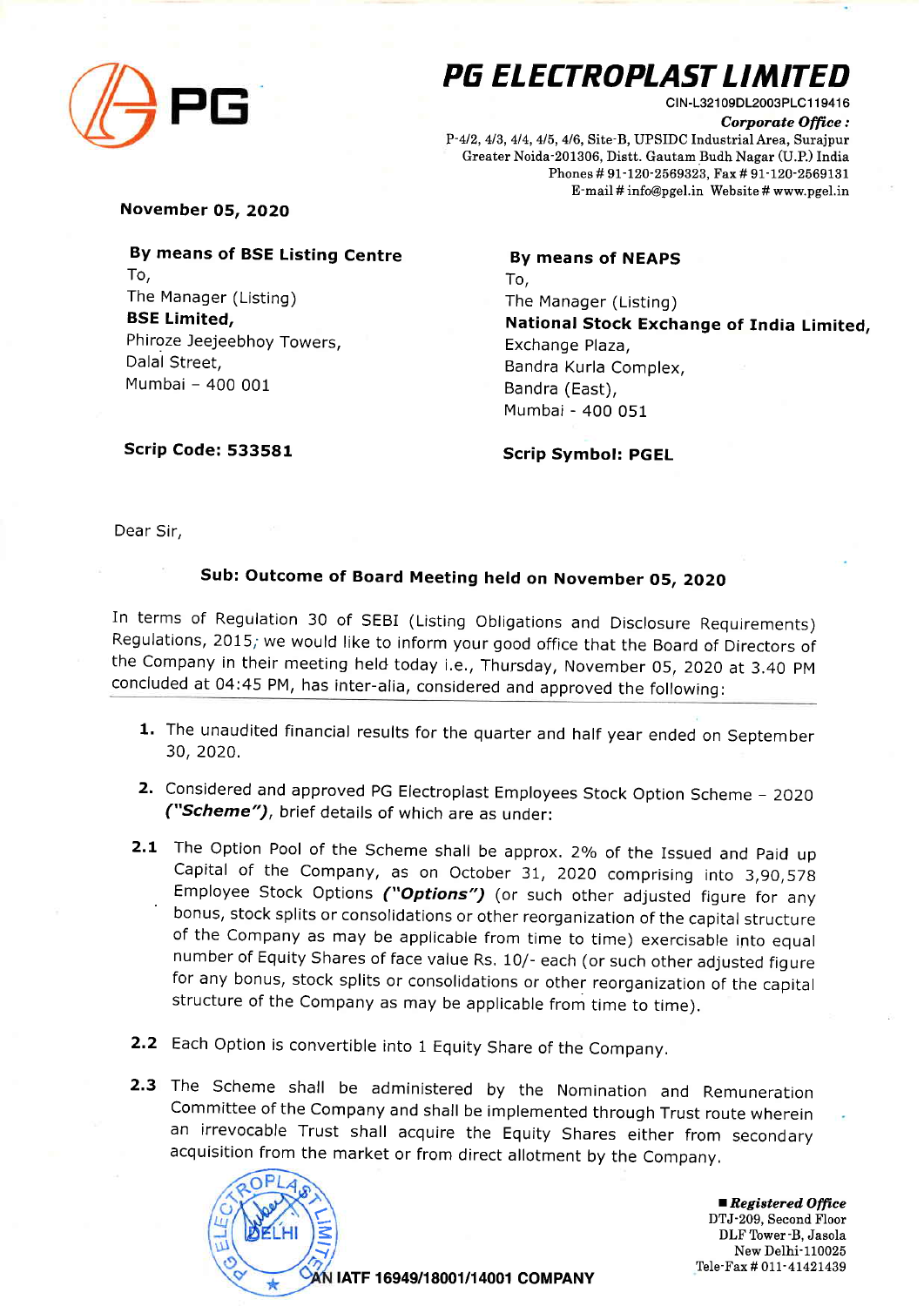# PG ELECTROPLAST LIMITED

CIN-L32109DL2003PLC119416

***Corporate Office :***
P-4/2, 4/3, 4/4, 4/5, 4/6, Site-B, UPSIDC Industrial Area, Surajpur
Greater Noida-201306, Distt. Gautam Budh Nagar (U.P.) India
Phones # 91-120-2569323, Fax # 91-120-2569131
E-mail # info@pgel.in Website # www.pgel.in

**November 05, 2020**

**By means of BSE Listing Centre**
To,
The Manager (Listing)
**BSE Limited,**
Phiroze Jeejeebhoy Towers,
Dalal Street,
Mumbai – 400 001

**Scrip Code: 533581**

**By means of NEAPS**
To,
The Manager (Listing)
**National Stock Exchange of India Limited,**
Exchange Plaza,
Bandra Kurla Complex,
Bandra (East),
Mumbai - 400 051

**Scrip Symbol: PGEL**

Dear Sir,

**Sub: Outcome of Board Meeting held on November 05, 2020**

In terms of Regulation 30 of SEBI (Listing Obligations and Disclosure Requirements) Regulations, 2015; we would like to inform your good office that the Board of Directors of the Company in their meeting held today i.e., Thursday, November 05, 2020 at 3.40 PM concluded at 04:45 PM, has inter-alia, considered and approved the following:

1. The unaudited financial results for the quarter and half year ended on September 30, 2020.

2. Considered and approved PG Electroplast Employees Stock Option Scheme – 2020 ***("Scheme")***, brief details of which are as under:

**2.1** The Option Pool of the Scheme shall be approx. 2% of the Issued and Paid up Capital of the Company, as on October 31, 2020 comprising into 3,90,578 Employee Stock Options ***("Options")*** (or such other adjusted figure for any bonus, stock splits or consolidations or other reorganization of the capital structure of the Company as may be applicable from time to time) exercisable into equal number of Equity Shares of face value Rs. 10/- each (or such other adjusted figure for any bonus, stock splits or consolidations or other reorganization of the capital structure of the Company as may be applicable from time to time).

**2.2** Each Option is convertible into 1 Equity Share of the Company.

**2.3** The Scheme shall be administered by the Nomination and Remuneration Committee of the Company and shall be implemented through Trust route wherein an irrevocable Trust shall acquire the Equity Shares either from secondary acquisition from the market or from direct allotment by the Company.

**AN IATF 16949/18001/14001 COMPANY**

■ ***Registered Office***
DTJ-209, Second Floor
DLF Tower-B, Jasola
New Delhi-110025
Tele-Fax # 011-41421439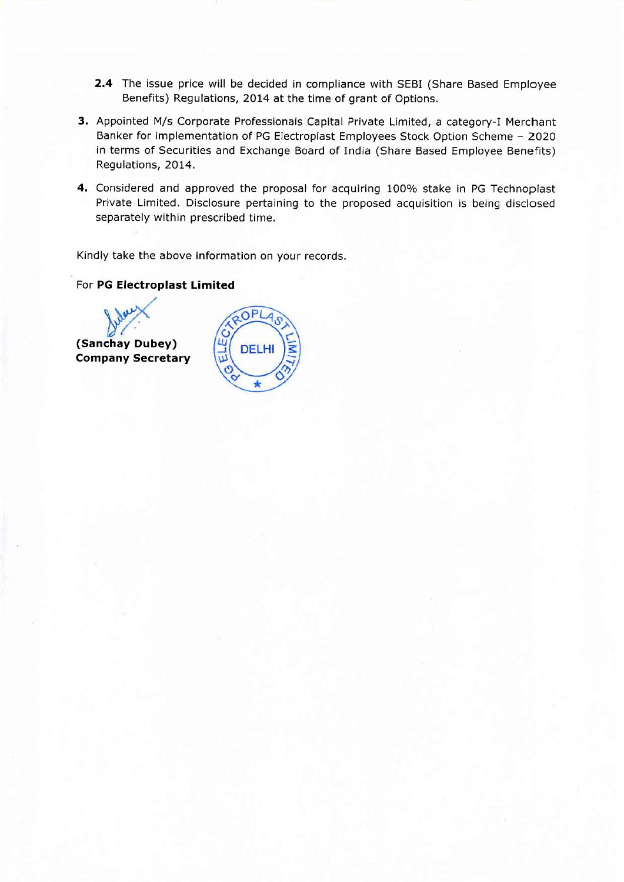**2.4** The issue price will be decided in compliance with SEBI (Share Based Employee Benefits) Regulations, 2014 at the time of grant of Options.

**3.** Appointed M/s Corporate Professionals Capital Private Limited, a category-I Merchant Banker for implementation of PG Electroplast Employees Stock Option Scheme - 2020 in terms of Securities and Exchange Board of India (Share Based Employee Benefits) Regulations, 2014.

**4.** Considered and approved the proposal for acquiring 100% stake in PG Technoplast Private Limited. Disclosure pertaining to the proposed acquisition is being disclosed separately within prescribed time.

Kindly take the above information on your records.

For **PG Electroplast Limited**

**(Sanchay Dubey)**
**Company Secretary**